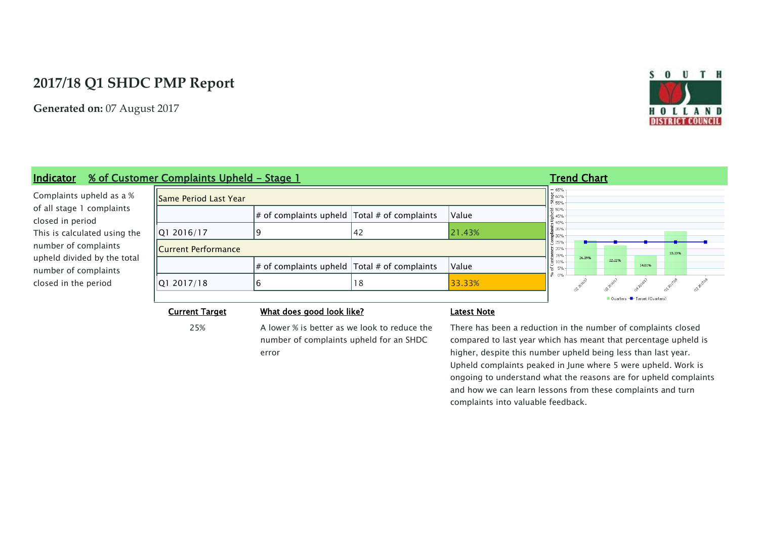# 2017/18 Q1 SHDC PMP Report

**Generated on:** 07 August 2017

## Indicator % of Customer Complaints Upheld - Stage 1

Complaints upheld as a % of all stage 1 complaints closed in period
This is calculated using the number of complaints upheld divided by the total number of complaints closed in the period

| Same Period Last Year | | | |
|---|---|---|---|
| | # of complaints upheld | Total # of complaints | Value |
| Q1 2016/17 | 9 | 42 | 21.43% |
| **Current Performance** | | | |
| | # of complaints upheld | Total # of complaints | Value |
| Q1 2017/18 | 6 | 18 | 33.33% |

## Trend Chart

| Quarter | Quarters | Target (Quarters) |
|---|---|---|
| Q2 2016/17 | 26.19% | 25% |
| Q3 2016/17 | 22.22% | 25% |
| Q4 2016/17 | 14.81% | 25% |
| Q1 2017/18 | 33.33% | 25% |
| Q2 2017/18 | | 25% |

**Current Target**

25%

**What does good look like?**

A lower % is better as we look to reduce the number of complaints upheld for an SHDC error

**Latest Note**

There has been a reduction in the number of complaints closed compared to last year which has meant that percentage upheld is higher, despite this number upheld being less than last year. Upheld complaints peaked in June where 5 were upheld. Work is ongoing to understand what the reasons are for upheld complaints and how we can learn lessons from these complaints and turn complaints into valuable feedback.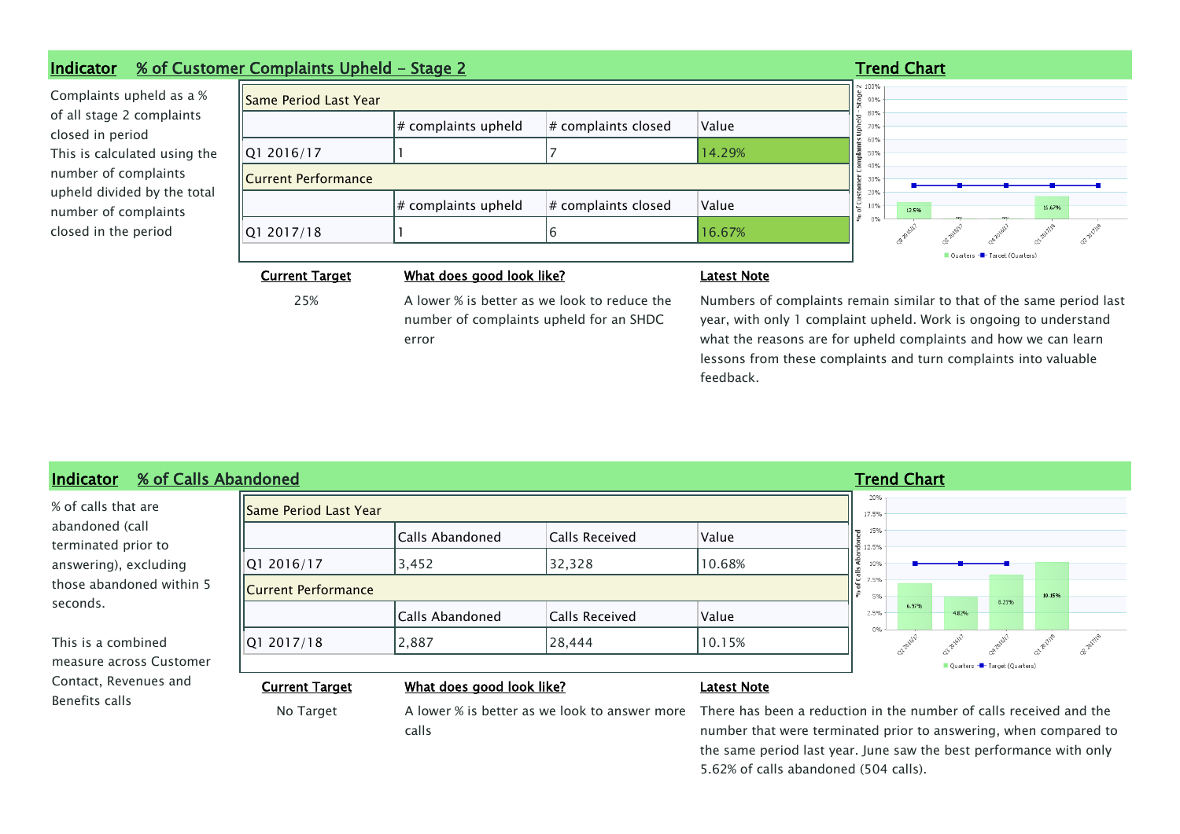## Indicator % of Customer Complaints Upheld - Stage 2

Complaints upheld as a % of all stage 2 complaints closed in period
This is calculated using the number of complaints upheld divided by the total number of complaints closed in the period

| | | | |
|---|---|---|---|
| Same Period Last Year | | | |
| | # complaints upheld | # complaints closed | Value |
| Q1 2016/17 | 1 | 7 | 14.29% |
| Current Performance | | | |
| | # complaints upheld | # complaints closed | Value |
| Q1 2017/18 | 1 | 6 | 16.67% |

**Trend Chart**

100%
90%
80%
70%
60%
50%
40%
30%
20%
10%
0%
% of Customer Complaints Upheld - Stage 2
12.5%
0%
0%
16.67%
Q2 2016/17
Q3 2016/17
Q4 2016/17
Q1 2017/18
Q2 2017/18
Quarters
Target (Quarters)

**Current Target**

25%

**What does good look like?**

A lower % is better as we look to reduce the number of complaints upheld for an SHDC error

**Latest Note**

Numbers of complaints remain similar to that of the same period last year, with only 1 complaint upheld. Work is ongoing to understand what the reasons are for upheld complaints and how we can learn lessons from these complaints and turn complaints into valuable feedback.

## Indicator % of Calls Abandoned

% of calls that are abandoned (call terminated prior to answering), excluding those abandoned within 5 seconds.

This is a combined measure across Customer Contact, Revenues and Benefits calls

| | | | |
|---|---|---|---|
| Same Period Last Year | | | |
| | Calls Abandoned | Calls Received | Value |
| Q1 2016/17 | 3,452 | 32,328 | 10.68% |
| Current Performance | | | |
| | Calls Abandoned | Calls Received | Value |
| Q1 2017/18 | 2,887 | 28,444 | 10.15% |

**Trend Chart**

20%
17.5%
15%
12.5%
10%
7.5%
5%
2.5%
0%
% of Calls Abandoned
6.97%
4.82%
8.21%
10.15%
Q2 2016/17
Q3 2016/17
Q4 2016/17
Q1 2017/18
Q2 2017/18
Quarters
Target (Quarters)

**Current Target**

No Target

**What does good look like?**

A lower % is better as we look to answer more calls

**Latest Note**

There has been a reduction in the number of calls received and the number that were terminated prior to answering, when compared to the same period last year. June saw the best performance with only 5.62% of calls abandoned (504 calls).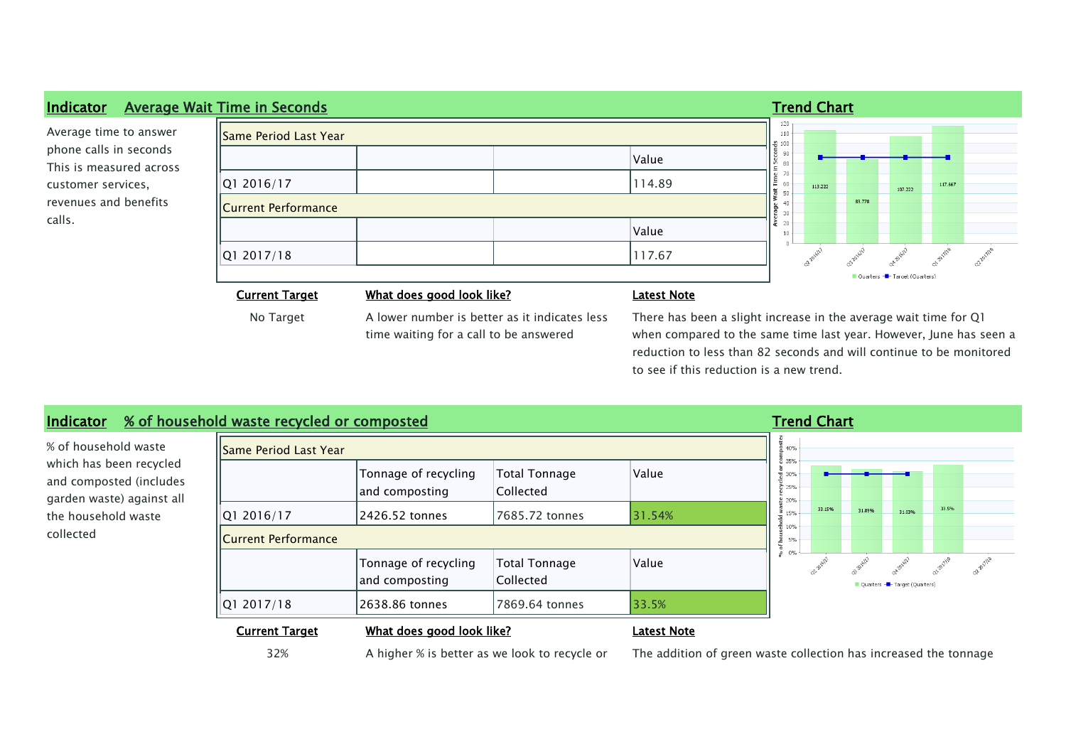## Indicator Average Wait Time in Seconds

Average time to answer phone calls in seconds This is measured across customer services, revenues and benefits calls.

| | | | |
|---|---|---|---|
| Same Period Last Year | | | |
| | | | Value |
| Q1 2016/17 | | | 114.89 |
| Current Performance | | | |
| | | | Value |
| Q1 2017/18 | | | 117.67 |

**Trend Chart**

Average Wait Time in Seconds

120
110
100
90
80
70
60
50
40
30
20
10
0

113.222
83.778
107.222
117.667

Q2 2016/17
Q3 2016/17
Q4 2016/17
Q1 2017/18
Q2 2017/18

Quarters
Target (Quarters)

**Current Target**

No Target

**What does good look like?**

A lower number is better as it indicates less time waiting for a call to be answered

**Latest Note**

There has been a slight increase in the average wait time for Q1 when compared to the same time last year. However, June has seen a reduction to less than 82 seconds and will continue to be monitored to see if this reduction is a new trend.

## Indicator % of household waste recycled or composted

% of household waste which has been recycled and composted (includes garden waste) against all the household waste collected

| | | | |
|---|---|---|---|
| Same Period Last Year | | | |
| | Tonnage of recycling and composting | Total Tonnage Collected | Value |
| Q1 2016/17 | 2426.52 tonnes | 7685.72 tonnes | 31.54% |
| Current Performance | | | |
| | Tonnage of recycling and composting | Total Tonnage Collected | Value |
| Q1 2017/18 | 2638.86 tonnes | 7869.64 tonnes | 33.5% |

**Trend Chart**

% of household waste recycled or composted

40%
35%
30%
25%
20%
15%
10%
5%
0%

33.15%
31.89%
31.03%
33.5%

Q2 2016/17
Q3 2016/17
Q4 2016/17
Q1 2017/18
Q2 2017/18

Quarters
Target (Quarters)

**Current Target**

32%

**What does good look like?**

A higher % is better as we look to recycle or

**Latest Note**

The addition of green waste collection has increased the tonnage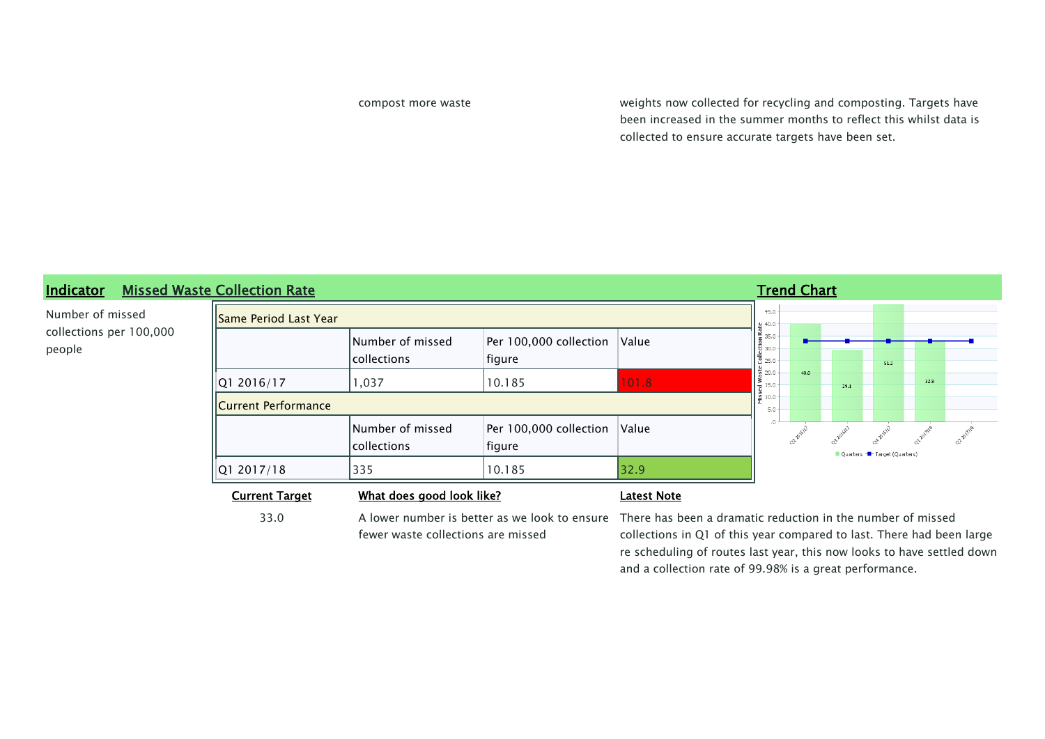compost more waste

weights now collected for recycling and composting. Targets have been increased in the summer months to reflect this whilst data is collected to ensure accurate targets have been set.

## Indicator Missed Waste Collection Rate

Number of missed collections per 100,000 people

| | | | |
|---|---|---|---|
| Same Period Last Year | | | |
| | Number of missed collections | Per 100,000 collection figure | Value |
| Q1 2016/17 | 1,037 | 10.185 | 101.8 |
| Current Performance | | | |
| | Number of missed collections | Per 100,000 collection figure | Value |
| Q1 2017/18 | 335 | 10.185 | 32.9 |

### Trend Chart

Missed Waste Collection Rate

45.0
40.0
35.0
30.0
25.0
20.0
15.0
10.0
5.0
.0

40.0
29.1
51.2
32.9

Q2 2016/17
Q3 2016/17
Q4 2016/17
Q1 2017/18
Q2 2017/18

Quarters
Target (Quarters)

**Current Target**

33.0

**What does good look like?**

A lower number is better as we look to ensure fewer waste collections are missed

**Latest Note**

There has been a dramatic reduction in the number of missed collections in Q1 of this year compared to last. There had been large re scheduling of routes last year, this now looks to have settled down and a collection rate of 99.98% is a great performance.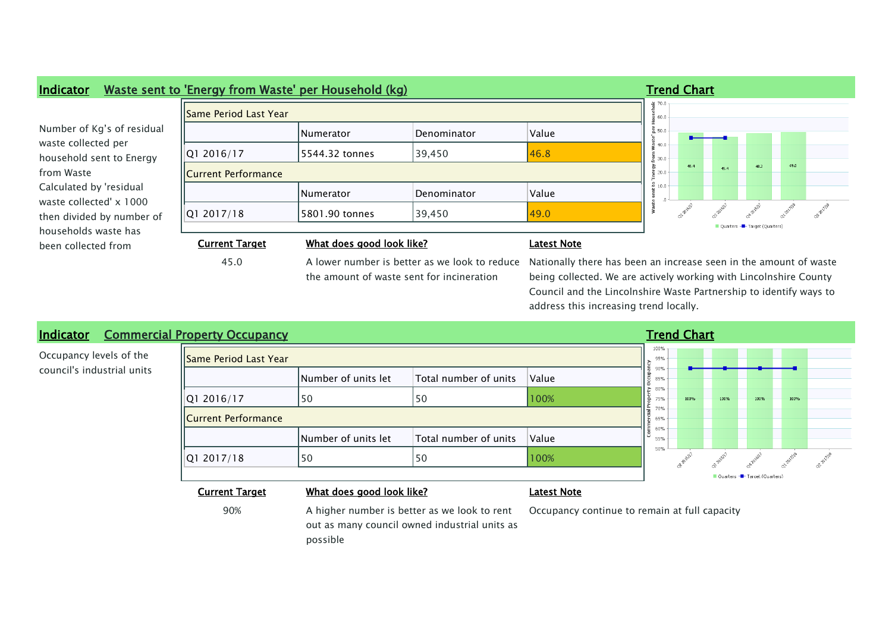## Indicator Waste sent to 'Energy from Waste' per Household (kg)

Number of Kg's of residual waste collected per household sent to Energy from Waste
Calculated by 'residual waste collected' x 1000 then divided by number of households waste has been collected from

| | | | |
|---|---|---|---|
| Same Period Last Year | | | |
| | Numerator | Denominator | Value |
| Q1 2016/17 | 5544.32 tonnes | 39,450 | 46.8 |
| Current Performance | | | |
| | Numerator | Denominator | Value |
| Q1 2017/18 | 5801.90 tonnes | 39,450 | 49.0 |

**Trend Chart**

70.0
60.0
50.0
40.0
30.0
20.0
10.0
.0
Waste sent to 'Energy from Waste' per Household
46.4
45.4
48.2
49.0
Q2 2016/17
Q3 2016/17
Q4 2016/17
Q1 2017/18
Q2 2017/18
Quarters Target (Quarters)

**Current Target**

45.0

**What does good look like?**

A lower number is better as we look to reduce the amount of waste sent for incineration

**Latest Note**

Nationally there has been an increase seen in the amount of waste being collected. We are actively working with Lincolnshire County Council and the Lincolnshire Waste Partnership to identify ways to address this increasing trend locally.

## Indicator Commercial Property Occupancy

Occupancy levels of the council's industrial units

| | | | |
|---|---|---|---|
| Same Period Last Year | | | |
| | Number of units let | Total number of units | Value |
| Q1 2016/17 | 50 | 50 | 100% |
| Current Performance | | | |
| | Number of units let | Total number of units | Value |
| Q1 2017/18 | 50 | 50 | 100% |

**Trend Chart**

100%
95%
90%
85%
80%
75%
70%
65%
60%
55%
50%
Commercial Property Occupancy
100%
100%
100%
100%
Q2 2016/17
Q3 2016/17
Q4 2016/17
Q1 2017/18
Q2 2017/18
Quarters Target (Quarters)

**Current Target**

90%

**What does good look like?**

A higher number is better as we look to rent out as many council owned industrial units as possible

**Latest Note**

Occupancy continue to remain at full capacity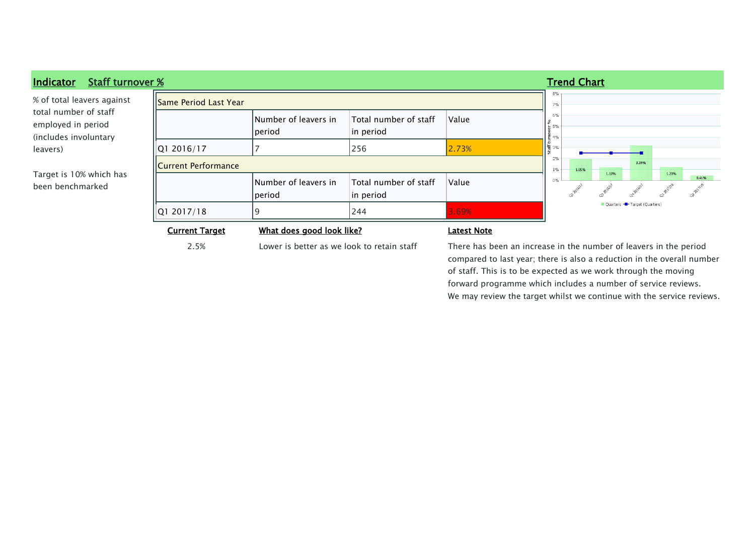**Indicator** **Staff turnover %**

% of total leavers against total number of staff employed in period (includes involuntary leavers)

Target is 10% which has been benchmarked

| | | | |
|---|---|---|---|
| Same Period Last Year | | | |
| | Number of leavers in period | Total number of staff in period | Value |
| Q1 2016/17 | 7 | 256 | 2.73% |
| Current Performance | | | |
| | Number of leavers in period | Total number of staff in period | Value |
| Q1 2017/18 | 9 | 244 | 3.69% |

**Current Target**

2.5%

**What does good look like?**

Lower is better as we look to retain staff

**Latest Note**

There has been an increase in the number of leavers in the period compared to last year; there is also a reduction in the overall number of staff. This is to be expected as we work through the moving forward programme which includes a number of service reviews.
We may review the target whilst we continue with the service reviews.

**Trend Chart**

Staff turnover %

8%
7%
6%
5%
4%
3%
2%
1%
0%

1.95%
1.18%
3.19%
1.23%
0.41%

Q2 2016/17
Q3 2016/17
Q4 2016/17
Q1 2017/18
Q2 2017/18

Quarters
Target (Quarters)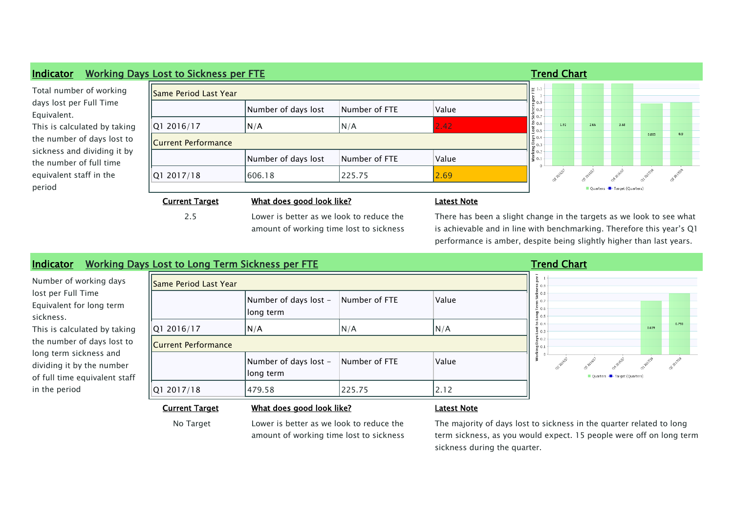## Indicator Working Days Lost to Sickness per FTE

Total number of working days lost per Full Time Equivalent.
This is calculated by taking the number of days lost to sickness and dividing it by the number of full time equivalent staff in the period

| | | | |
|---|---|---|---|
| Same Period Last Year | | | |
| | Number of days lost | Number of FTE | Value |
| Q1 2016/17 | N/A | N/A | 2.42 |
| Current Performance | | | |
| | Number of days lost | Number of FTE | Value |
| Q1 2017/18 | 606.18 | 225.75 | 2.69 |

**Trend Chart**

Working Days Lost to Sickness per FTE
1.1
1
0.9
0.8
0.7
0.6
0.5
0.4
0.3
0.2
0.1
0
1.91
2.66
3.68
0.883
0.9
Q2 2016/17
Q3 2016/17
Q4 2016/17
Q1 2017/18
Q2 2017/18
Quarters Target (Quarters)

**Current Target**

2.5

**What does good look like?**

Lower is better as we look to reduce the amount of working time lost to sickness

**Latest Note**

There has been a slight change in the targets as we look to see what is achievable and in line with benchmarking. Therefore this year's Q1 performance is amber, despite being slightly higher than last years.

## Indicator Working Days Lost to Long Term Sickness per FTE

Number of working days lost per Full Time Equivalent for long term sickness.
This is calculated by taking the number of days lost to long term sickness and dividing it by the number of full time equivalent staff in the period

| | | | |
|---|---|---|---|
| Same Period Last Year | | | |
| | Number of days lost – long term | Number of FTE | Value |
| Q1 2016/17 | N/A | N/A | N/A |
| Current Performance | | | |
| | Number of days lost – long term | Number of FTE | Value |
| Q1 2017/18 | 479.58 | 225.75 | 2.12 |

**Trend Chart**

Working Days Lost to Long Term Sickness per F
1
0.9
0.8
0.7
0.6
0.5
0.4
0.3
0.2
0.1
0
0.699
0.798
Q2 2016/17
Q3 2016/17
Q4 2016/17
Q1 2017/18
Q2 2017/18
Quarters Target (Quarters)

**Current Target**

No Target

**What does good look like?**

Lower is better as we look to reduce the amount of working time lost to sickness

**Latest Note**

The majority of days lost to sickness in the quarter related to long term sickness, as you would expect. 15 people were off on long term sickness during the quarter.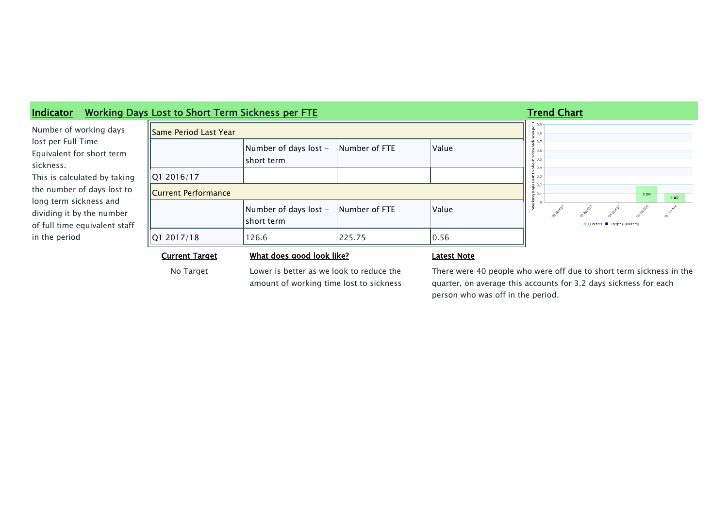## Indicator Working Days Lost to Short Term Sickness per FTE

Number of working days lost per Full Time Equivalent for short term sickness.
This is calculated by taking the number of days lost to long term sickness and dividing it by the number of full time equivalent staff in the period

| Same Period Last Year | | | |
|---|---|---|---|
| | Number of days lost - short term | Number of FTE | Value |
| Q1 2016/17 | | | |
| **Current Performance** | | | |
| | Number of days lost - short term | Number of FTE | Value |
| Q1 2017/18 | 126.6 | 225.75 | 0.56 |

### Trend Chart

### Current Target

No Target

### What does good look like?

Lower is better as we look to reduce the amount of working time lost to sickness

### Latest Note

There were 40 people who were off due to short term sickness in the quarter, on average this accounts for 3.2 days sickness for each person who was off in the period.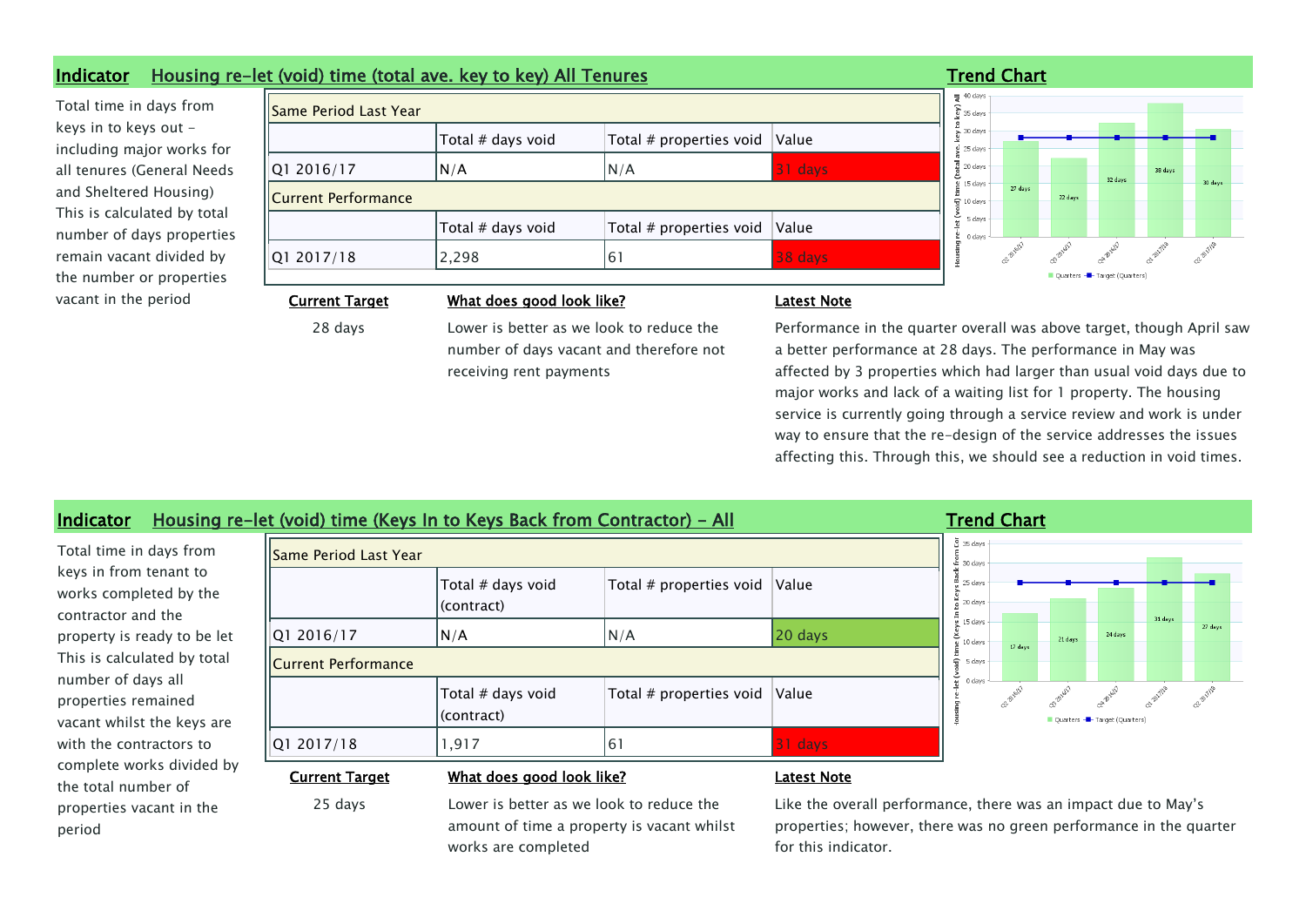## Indicator — Housing re-let (void) time (total ave. key to key) All Tenures

Total time in days from keys in to keys out - including major works for all tenures (General Needs and Sheltered Housing) This is calculated by total number of days properties remain vacant divided by the number or properties vacant in the period

| | | | |
|---|---|---|---|
| **Same Period Last Year** | | | |
| | Total # days void | Total # properties void | Value |
| Q1 2016/17 | N/A | N/A | 31 days |
| **Current Performance** | | | |
| | Total # days void | Total # properties void | Value |
| Q1 2017/18 | 2,298 | 61 | 38 days |

**Trend Chart**

Housing re-let (void) time (total ave. key to key) All
40 days
35 days
30 days
25 days
20 days
15 days
10 days
5 days
0 days
27 days
22 days
32 days
38 days
30 days
Q2 2016/17
Q3 2016/17
Q4 2016/17
Q1 2017/18
Q2 2017/18
Quarters
Target (Quarters)

**Current Target**

28 days

**What does good look like?**

Lower is better as we look to reduce the number of days vacant and therefore not receiving rent payments

**Latest Note**

Performance in the quarter overall was above target, though April saw a better performance at 28 days. The performance in May was affected by 3 properties which had larger than usual void days due to major works and lack of a waiting list for 1 property. The housing service is currently going through a service review and work is under way to ensure that the re-design of the service addresses the issues affecting this. Through this, we should see a reduction in void times.

## Indicator — Housing re-let (void) time (Keys In to Keys Back from Contractor) - All

Total time in days from keys in from tenant to works completed by the contractor and the property is ready to be let This is calculated by total number of days all properties remained vacant whilst the keys are with the contractors to complete works divided by the total number of properties vacant in the period

| | | | |
|---|---|---|---|
| **Same Period Last Year** | | | |
| | Total # days void (contract) | Total # properties void | Value |
| Q1 2016/17 | N/A | N/A | 20 days |
| **Current Performance** | | | |
| | Total # days void (contract) | Total # properties void | Value |
| Q1 2017/18 | 1,917 | 61 | 31 days |

**Trend Chart**

Housing re-let (void) time (Keys In to Keys Back from Co
35 days
30 days
25 days
20 days
15 days
10 days
5 days
0 days
17 days
21 days
24 days
31 days
27 days
Q2 2016/17
Q3 2016/17
Q4 2016/17
Q1 2017/18
Q2 2017/18
Quarters
Target (Quarters)

**Current Target**

25 days

**What does good look like?**

Lower is better as we look to reduce the amount of time a property is vacant whilst works are completed

**Latest Note**

Like the overall performance, there was an impact due to May's properties; however, there was no green performance in the quarter for this indicator.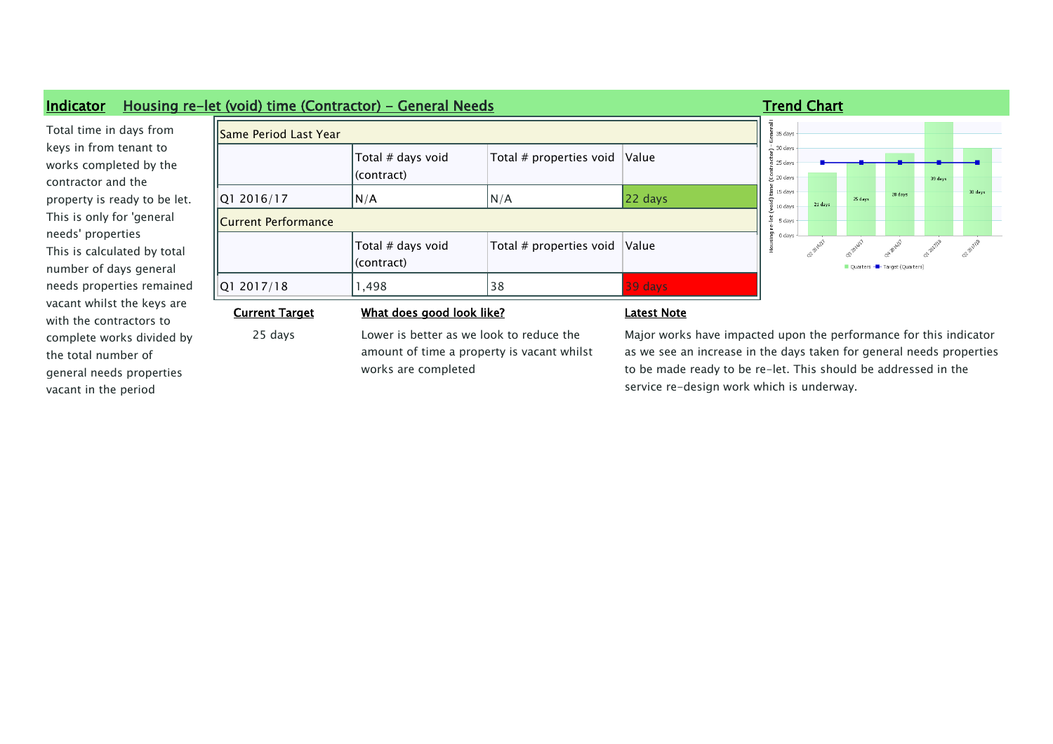## Indicator — Housing re-let (void) time (Contractor) - General Needs

Total time in days from keys in from tenant to works completed by the contractor and the property is ready to be let. This is only for 'general needs' properties
This is calculated by total number of days general needs properties remained vacant whilst the keys are with the contractors to complete works divided by the total number of general needs properties vacant in the period

| | | | |
|---|---|---|---|
| **Same Period Last Year** | | | |
| | Total # days void (contract) | Total # properties void | Value |
| Q1 2016/17 | N/A | N/A | 22 days |
| **Current Performance** | | | |
| | Total # days void (contract) | Total # properties void | Value |
| Q1 2017/18 | 1,498 | 38 | 39 days |

### Trend Chart

Housing re-let (void) time (Contractor) - General I
35 days
30 days
25 days
20 days
15 days
10 days
5 days
0 days
21 days
25 days
28 days
39 days
30 days
Q2 2016/17
Q3 2016/17
Q4 2016/17
Q1 2017/18
Q2 2017/18
Quarters
Target (Quarters)

### Current Target

25 days

### What does good look like?

Lower is better as we look to reduce the amount of time a property is vacant whilst works are completed

### Latest Note

Major works have impacted upon the performance for this indicator as we see an increase in the days taken for general needs properties to be made ready to be re-let. This should be addressed in the service re-design work which is underway.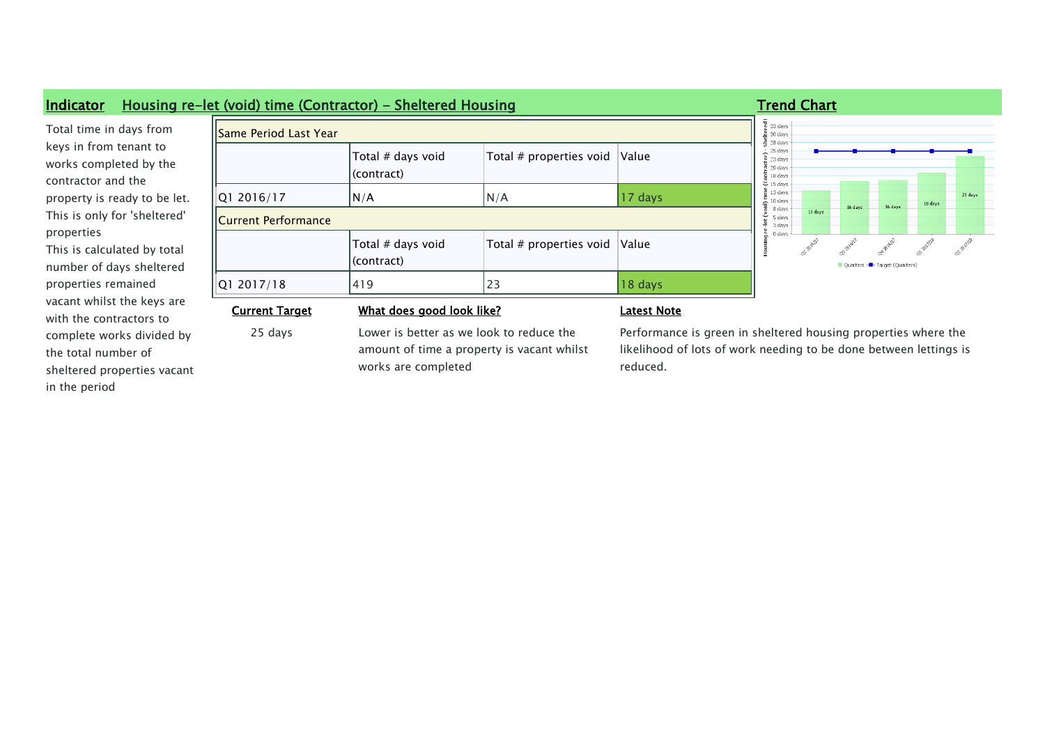## Indicator Housing re-let (void) time (Contractor) - Sheltered Housing

Total time in days from keys in from tenant to works completed by the contractor and the property is ready to be let. This is only for 'sheltered' properties
This is calculated by total number of days sheltered properties remained vacant whilst the keys are with the contractors to complete works divided by the total number of sheltered properties vacant in the period

| Same Period Last Year | | | |
|---|---|---|---|
| | Total # days void (contract) | Total # properties void | Value |
| Q1 2016/17 | N/A | N/A | 17 days |
| **Current Performance** | | | |
| | Total # days void (contract) | Total # properties void | Value |
| Q1 2017/18 | 419 | 23 | 18 days |

## Trend Chart

Housing re-let (void) time (Contractor) - Sheltered I

33 days
30 days
28 days
25 days
23 days
20 days
18 days
15 days
13 days
10 days
8 days
5 days
3 days
0 days

13 days
16 days
16 days
18 days
23 days

Q2 2016/17
Q3 2016/17
Q4 2016/17
Q1 2017/18
Q2 2017/18

Quarters — Target (Quarters)

**Current Target**

25 days

**What does good look like?**

Lower is better as we look to reduce the amount of time a property is vacant whilst works are completed

**Latest Note**

Performance is green in sheltered housing properties where the likelihood of lots of work needing to be done between lettings is reduced.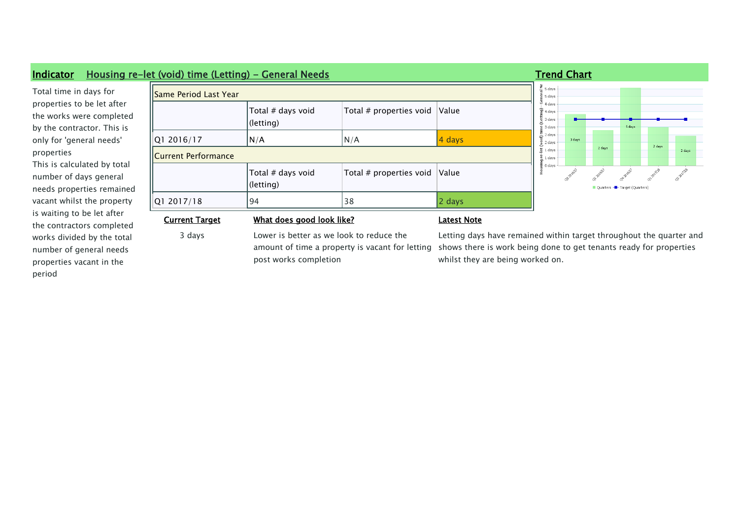## Indicator Housing re-let (void) time (Letting) - General Needs

Total time in days for properties to be let after the works were completed by the contractor. This is only for 'general needs' properties
This is calculated by total number of days general needs properties remained vacant whilst the property is waiting to be let after the contractors completed works divided by the total number of general needs properties vacant in the period

| | | | |
|---|---|---|---|
| Same Period Last Year | | | |
| | Total # days void (letting) | Total # properties void | Value |
| Q1 2016/17 | N/A | N/A | 4 days |
| Current Performance | | | |
| | Total # days void (letting) | Total # properties void | Value |
| Q1 2017/18 | 94 | 38 | 2 days |

### Trend Chart

Housing re-let (void) time (Letting) - General Ne

5 days
5 days
4 days
4 days
3 days
3 days
2 days
2 days
1 days
1 days
0 days

3 days
2 days
5 days
2 days
2 days

Q2 2016/17
Q3 2016/17
Q4 2016/17
Q1 2017/18
Q2 2017/18

Quarters — Target (Quarters)

**Current Target**

3 days

**What does good look like?**

Lower is better as we look to reduce the amount of time a property is vacant for letting post works completion

**Latest Note**

Letting days have remained within target throughout the quarter and shows there is work being done to get tenants ready for properties whilst they are being worked on.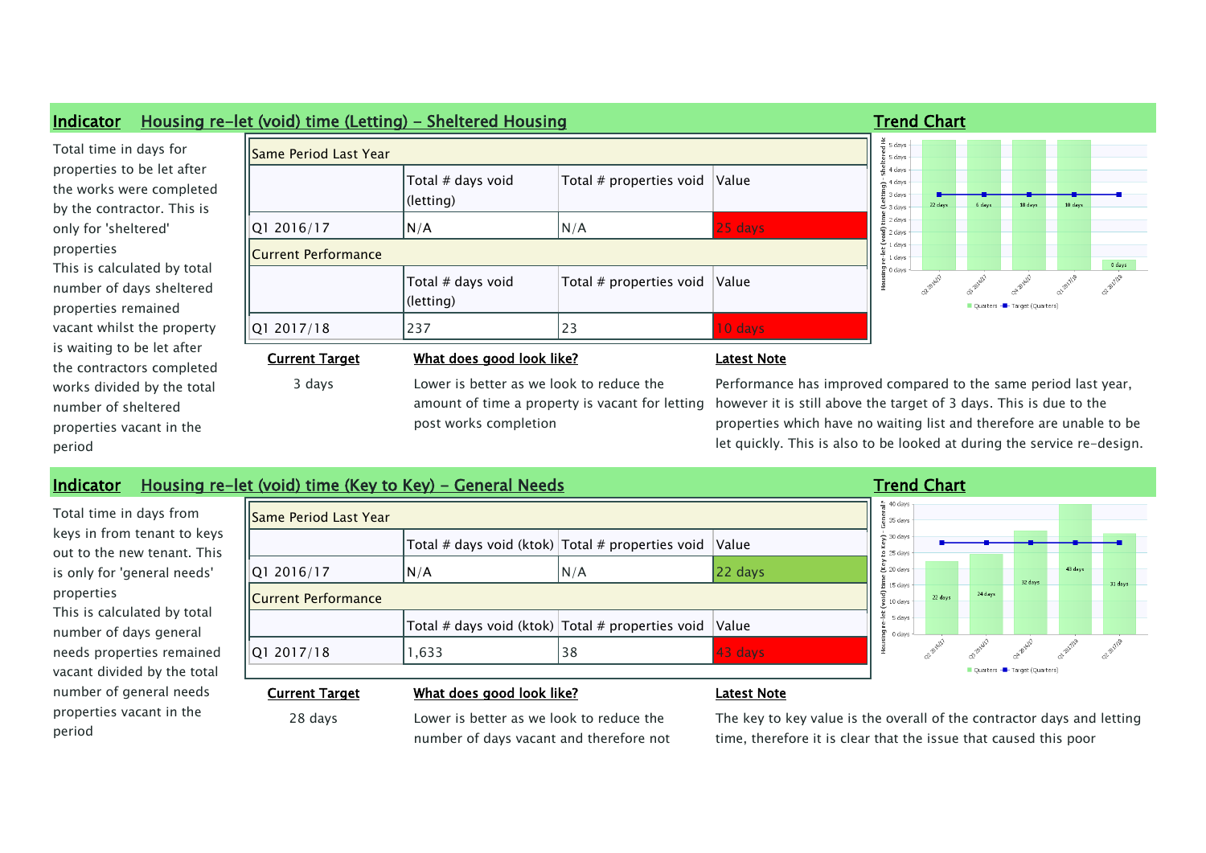## Indicator Housing re-let (void) time (Letting) - Sheltered Housing

Total time in days for properties to be let after the works were completed by the contractor. This is only for 'sheltered' properties
This is calculated by total number of days sheltered properties remained vacant whilst the property is waiting to be let after the contractors completed works divided by the total number of sheltered properties vacant in the period

| | | | |
|---|---|---|---|
| **Same Period Last Year** | | | |
| | Total # days void (letting) | Total # properties void | Value |
| Q1 2016/17 | N/A | N/A | 25 days |
| **Current Performance** | | | |
| | Total # days void (letting) | Total # properties void | Value |
| Q1 2017/18 | 237 | 23 | 10 days |

**Current Target**

3 days

**What does good look like?**

Lower is better as we look to reduce the amount of time a property is vacant for letting post works completion

**Latest Note**

Performance has improved compared to the same period last year, however it is still above the target of 3 days. This is due to the properties which have no waiting list and therefore are unable to be let quickly. This is also to be looked at during the service re-design.

**Trend Chart**

Housing re-let (void) time (Letting) - Sheltered Ho
5 days
5 days
4 days
4 days
3 days
3 days
2 days
2 days
1 days
1 days
0 days
22 days
6 days
18 days
10 days
0 days
Q2 2016/17
Q3 2016/17
Q4 2016/17
Q1 2017/18
Q2 2017/18
Quarters Target (Quarters)

## Indicator Housing re-let (void) time (Key to Key) - General Needs

Total time in days from keys in from tenant to keys out to the new tenant. This is only for 'general needs' properties
This is calculated by total number of days general needs properties remained vacant divided by the total number of general needs properties vacant in the period

| | | | |
|---|---|---|---|
| **Same Period Last Year** | | | |
| | Total # days void (ktok) | Total # properties void | Value |
| Q1 2016/17 | N/A | N/A | 22 days |
| **Current Performance** | | | |
| | Total # days void (ktok) | Total # properties void | Value |
| Q1 2017/18 | 1,633 | 38 | 43 days |

**Current Target**

28 days

**What does good look like?**

Lower is better as we look to reduce the number of days vacant and therefore not

**Latest Note**

The key to key value is the overall of the contractor days and letting time, therefore it is clear that the issue that caused this poor

**Trend Chart**

Housing re-let (void) time (Key to Key) - General
40 days
35 days
30 days
25 days
20 days
15 days
10 days
5 days
0 days
22 days
24 days
32 days
43 days
31 days
Q2 2016/17
Q3 2016/17
Q4 2016/17
Q1 2017/18
Q2 2017/18
Quarters Target (Quarters)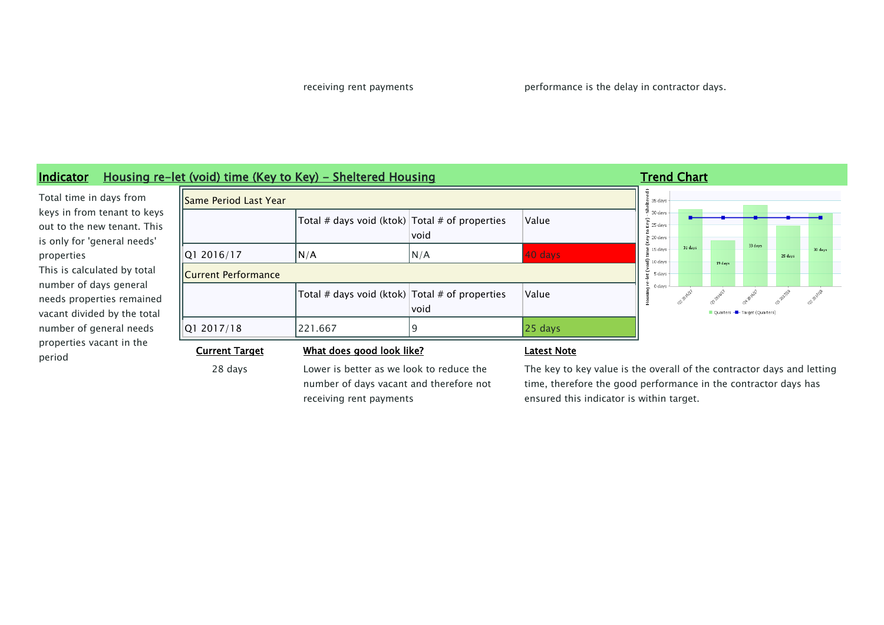receiving rent payments

performance is the delay in contractor days.

## Indicator Housing re-let (void) time (Key to Key) - Sheltered Housing

Total time in days from keys in from tenant to keys out to the new tenant. This is only for 'general needs' properties
This is calculated by total number of days general needs properties remained vacant divided by the total number of general needs properties vacant in the period

| | | | |
|---|---|---|---|
| Same Period Last Year | | | |
| | Total # days void (ktok) | Total # of properties void | Value |
| Q1 2016/17 | N/A | N/A | 40 days |
| Current Performance | | | |
| | Total # days void (ktok) | Total # of properties void | Value |
| Q1 2017/18 | 221.667 | 9 | 25 days |

**Current Target**

28 days

**What does good look like?**

Lower is better as we look to reduce the number of days vacant and therefore not receiving rent payments

**Latest Note**

The key to key value is the overall of the contractor days and letting time, therefore the good performance in the contractor days has ensured this indicator is within target.

## Trend Chart

Housing re-let (void) time (Key to Key) - Sheltered H
35 days
30 days
25 days
20 days
15 days
10 days
5 days
0 days
31 days
19 days
33 days
25 days
30 days
Q2 2016/17
Q3 2016/17
Q4 2016/17
Q1 2017/18
Q2 2017/18
Quarters
Target (Quarters)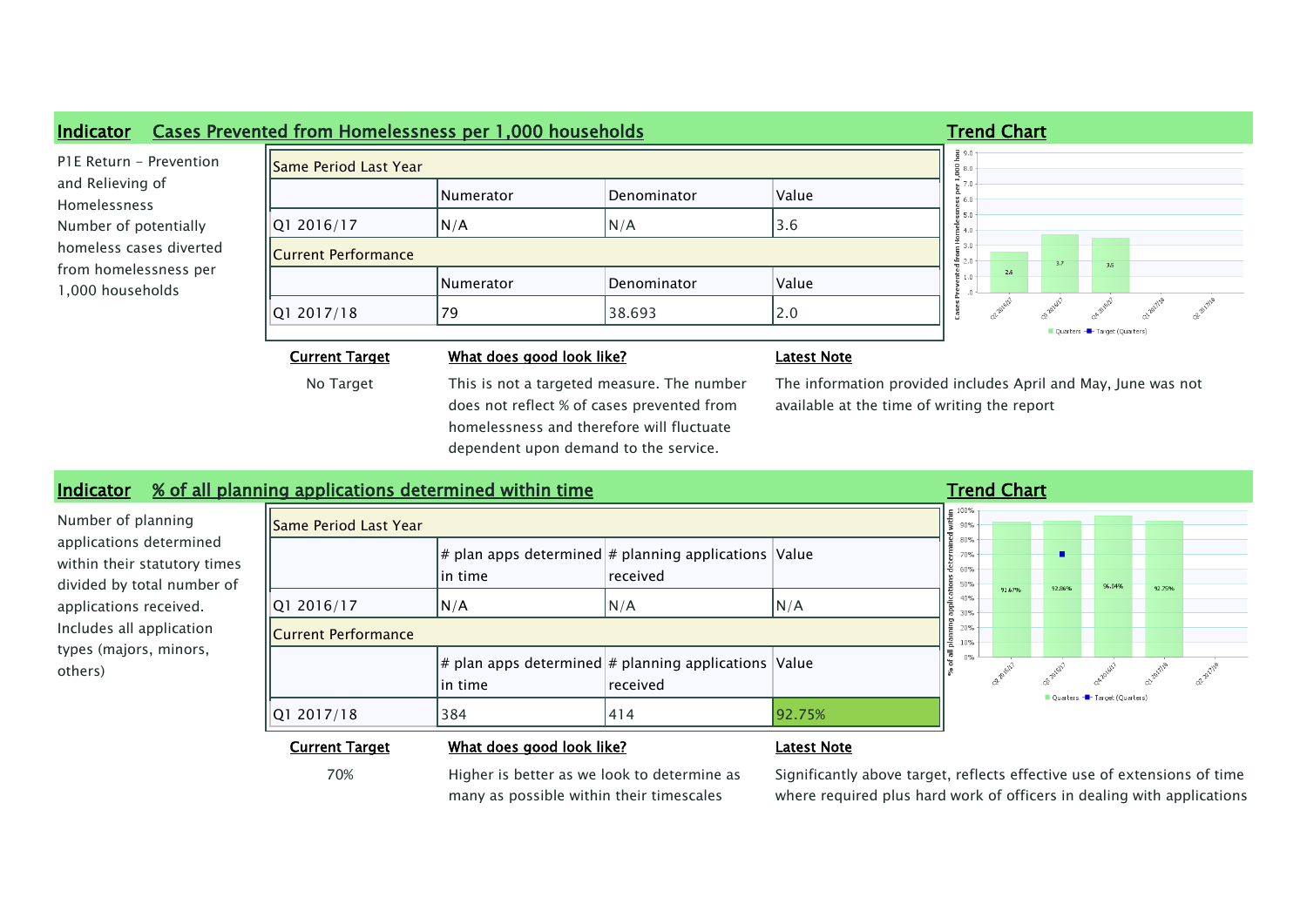## Indicator Cases Prevented from Homelessness per 1,000 households

P1E Return - Prevention and Relieving of Homelessness
Number of potentially homeless cases diverted from homelessness per 1,000 households

| | | | |
|---|---|---|---|
| Same Period Last Year | | | |
| | Numerator | Denominator | Value |
| Q1 2016/17 | N/A | N/A | 3.6 |
| Current Performance | | | |
| | Numerator | Denominator | Value |
| Q1 2017/18 | 79 | 38.693 | 2.0 |

**Trend Chart**

Cases Prevented from Homelessness per 1,000 hou
9.0
8.0
7.0
6.0
5.0
4.0
3.0
2.0
1.0
.0
2.6
3.7
3.6
Q2 2016/17
Q3 2016/17
Q4 2016/17
Q1 2017/18
Q2 2017/18
Quarters Target (Quarters)

**Current Target**

No Target

**What does good look like?**

This is not a targeted measure. The number does not reflect % of cases prevented from homelessness and therefore will fluctuate dependent upon demand to the service.

**Latest Note**

The information provided includes April and May, June was not available at the time of writing the report

## Indicator % of all planning applications determined within time

Number of planning applications determined within their statutory times divided by total number of applications received. Includes all application types (majors, minors, others)

| | | | |
|---|---|---|---|
| Same Period Last Year | | | |
| | # plan apps determined in time | # planning applications received | Value |
| Q1 2016/17 | N/A | N/A | N/A |
| Current Performance | | | |
| | # plan apps determined in time | # planning applications received | Value |
| Q1 2017/18 | 384 | 414 | 92.75% |

**Trend Chart**

% of all planning applications determined within
100%
90%
80%
70%
60%
50%
40%
30%
20%
10%
0%
91.67%
92.86%
96.04%
92.75%
Q2 2016/17
Q3 2016/17
Q4 2016/17
Q1 2017/18
Q2 2017/18
Quarters Target (Quarters)

**Current Target**

70%

**What does good look like?**

Higher is better as we look to determine as many as possible within their timescales

**Latest Note**

Significantly above target, reflects effective use of extensions of time where required plus hard work of officers in dealing with applications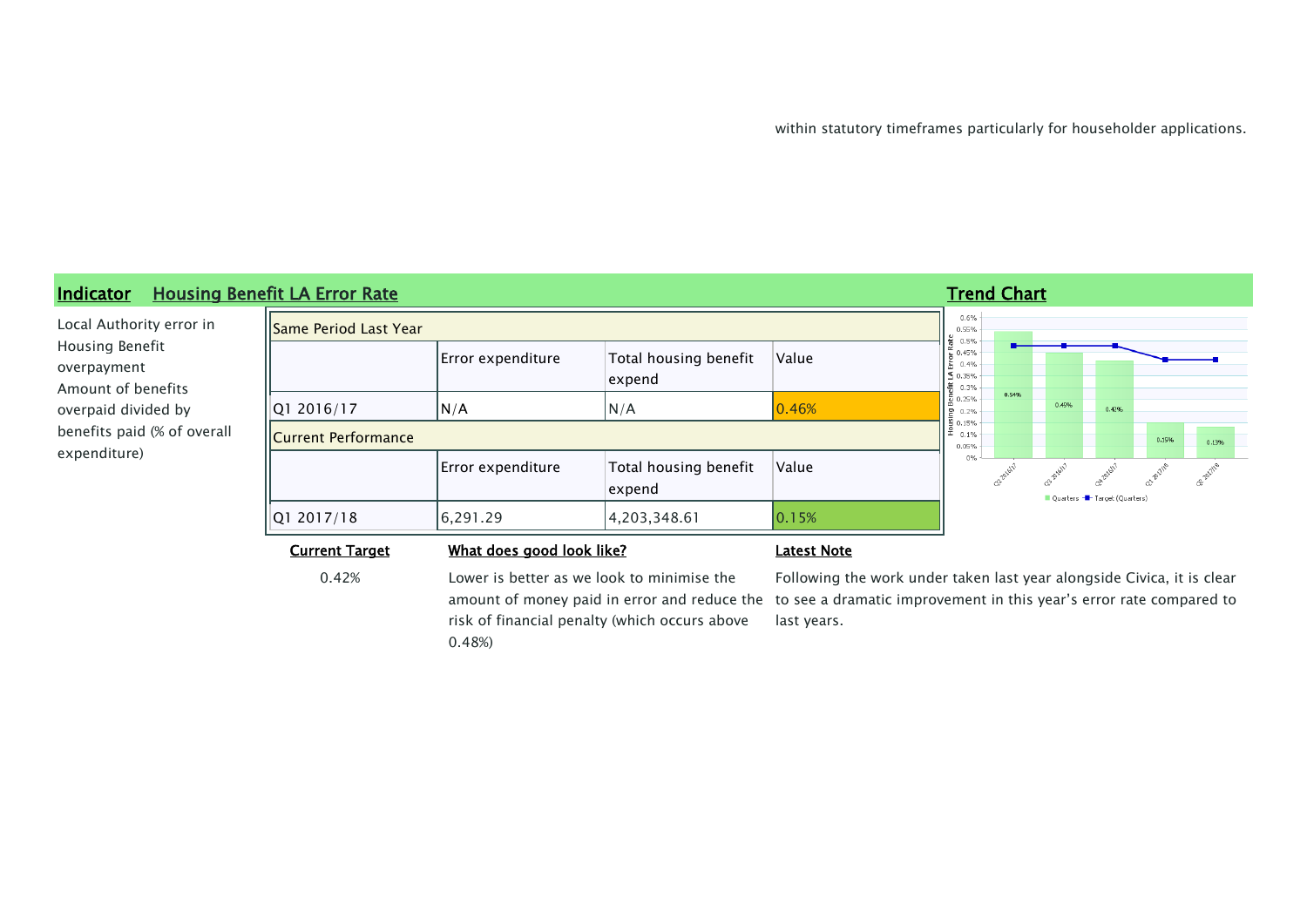within statutory timeframes particularly for householder applications.

## Indicator — Housing Benefit LA Error Rate

Local Authority error in Housing Benefit overpayment
Amount of benefits overpaid divided by benefits paid (% of overall expenditure)

| Same Period Last Year | | | |
|---|---|---|---|
| | Error expenditure | Total housing benefit expend | Value |
| Q1 2016/17 | N/A | N/A | 0.46% |
| **Current Performance** | | | |
| | Error expenditure | Total housing benefit expend | Value |
| Q1 2017/18 | 6,291.29 | 4,203,348.61 | 0.15% |

**Trend Chart**

| Quarter | Quarters | Target (Quarters) |
|---|---|---|
| Q2 2016/17 | 0.54% | |
| Q3 2016/17 | 0.45% | |
| Q4 2016/17 | 0.42% | |
| Q1 2017/18 | 0.15% | |
| Q2 2017/18 | 0.13% | |

**Current Target**

0.42%

**What does good look like?**

Lower is better as we look to minimise the amount of money paid in error and reduce the risk of financial penalty (which occurs above 0.48%)

**Latest Note**

Following the work under taken last year alongside Civica, it is clear to see a dramatic improvement in this year's error rate compared to last years.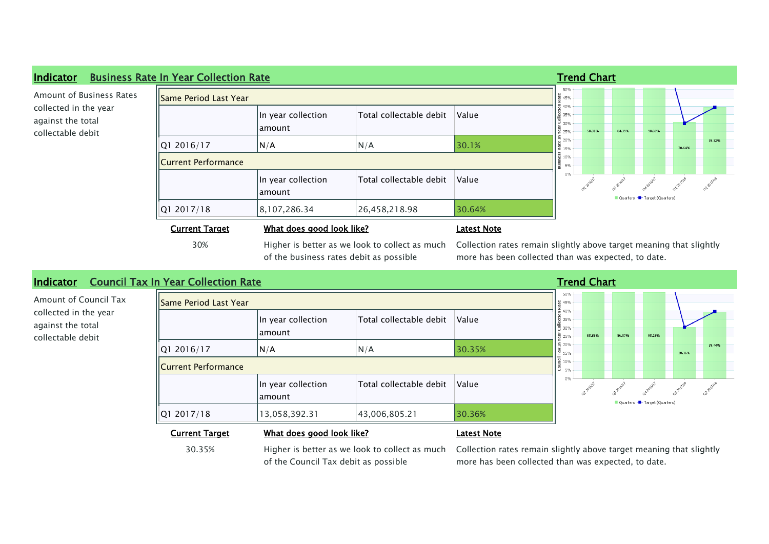## Indicator Business Rate In Year Collection Rate

Amount of Business Rates collected in the year against the total collectable debit

| Same Period Last Year | | | |
|---|---|---|---|
| | In year collection amount | Total collectable debit | Value |
| Q1 2016/17 | N/A | N/A | 30.1% |
| **Current Performance** | | | |
| | In year collection amount | Total collectable debit | Value |
| Q1 2017/18 | 8,107,286.34 | 26,458,218.98 | 30.64% |

### Trend Chart

Business Rate In Year Collection Rate

50%
45%
40%
35%
30%
25%
20%
15%
10%
5%
0%

58.31%
84.39%
98.69%
30.64%
39.32%

Q2 2016/17
Q3 2016/17
Q4 2016/17
Q1 2017/18
Q2 2017/18

Quarters
Target (Quarters)

**Current Target**

30%

**What does good look like?**

Higher is better as we look to collect as much of the business rates debit as possible

**Latest Note**

Collection rates remain slightly above target meaning that slightly more has been collected than was expected, to date.

## Indicator Council Tax In Year Collection Rate

Amount of Council Tax collected in the year against the total collectable debit

| Same Period Last Year | | | |
|---|---|---|---|
| | In year collection amount | Total collectable debit | Value |
| Q1 2016/17 | N/A | N/A | 30.35% |
| **Current Performance** | | | |
| | In year collection amount | Total collectable debit | Value |
| Q1 2017/18 | 13,058,392.31 | 43,006,805.21 | 30.36% |

### Trend Chart

Council Tax In Year Collection Rate

50%
45%
40%
35%
30%
25%
20%
15%
10%
5%
0%

58.35%
86.07%
98.19%
30.36%
39.44%

Q2 2016/17
Q3 2016/17
Q4 2016/17
Q1 2017/18
Q2 2017/18

Quarters
Target (Quarters)

**Current Target**

30.35%

**What does good look like?**

Higher is better as we look to collect as much of the Council Tax debit as possible

**Latest Note**

Collection rates remain slightly above target meaning that slightly more has been collected than was expected, to date.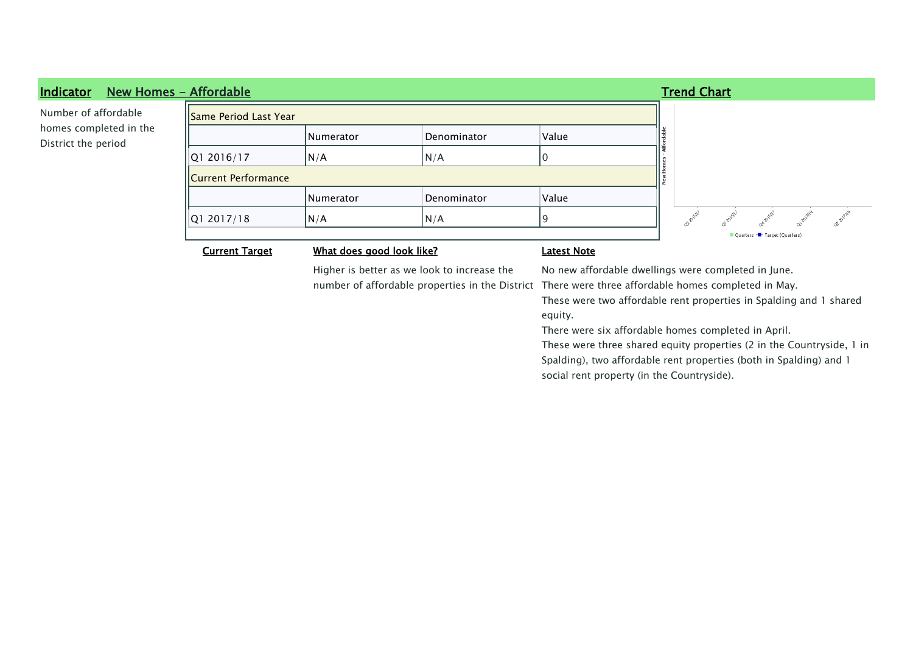## Indicator New Homes - Affordable

Number of affordable homes completed in the District the period

| Same Period Last Year | | | |
| --- | --- | --- | --- |
| | Numerator | Denominator | Value |
| Q1 2016/17 | N/A | N/A | 0 |
| **Current Performance** | | | |
| | Numerator | Denominator | Value |
| Q1 2017/18 | N/A | N/A | 9 |

## Trend Chart

New Homes - Affordable

Q2 2016/17 Q3 2016/17 Q4 2016/17 Q1 2017/18 Q2 2017/18

Quarters Target (Quarters)

**Current Target**

**What does good look like?**

Higher is better as we look to increase the number of affordable properties in the District

**Latest Note**

No new affordable dwellings were completed in June.
There were three affordable homes completed in May.
These were two affordable rent properties in Spalding and 1 shared equity.
There were six affordable homes completed in April.
These were three shared equity properties (2 in the Countryside, 1 in Spalding), two affordable rent properties (both in Spalding) and 1 social rent property (in the Countryside).